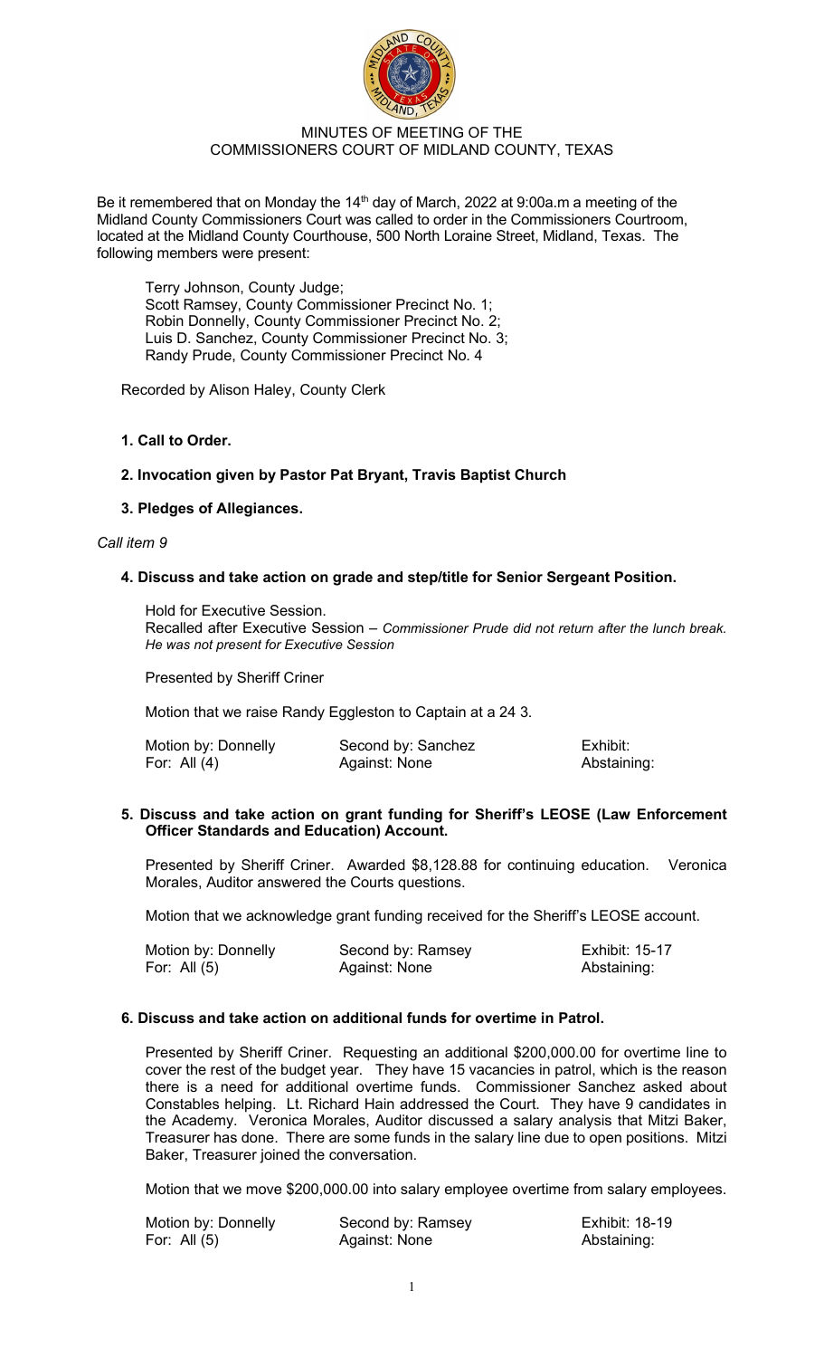# MINUTES OF MEETING OF THE COMMISSIONERS COURT OF MIDLAND COUNTY, TEXAS

Be it remembered that on Monday the 14th day of March, 2022 at 9:00a.m a meeting of the Midland County Commissioners Court was called to order in the Commissioners Courtroom, located at the Midland County Courthouse, 500 North Loraine Street, Midland, Texas. The following members were present:

Terry Johnson, County Judge;
Scott Ramsey, County Commissioner Precinct No. 1;
Robin Donnelly, County Commissioner Precinct No. 2;
Luis D. Sanchez, County Commissioner Precinct No. 3;
Randy Prude, County Commissioner Precinct No. 4

Recorded by Alison Haley, County Clerk

**1. Call to Order.**

**2. Invocation given by Pastor Pat Bryant, Travis Baptist Church**

**3. Pledges of Allegiances.**

*Call item 9*

**4. Discuss and take action on grade and step/title for Senior Sergeant Position.**

Hold for Executive Session.
Recalled after Executive Session – *Commissioner Prude did not return after the lunch break. He was not present for Executive Session*

Presented by Sheriff Criner

Motion that we raise Randy Eggleston to Captain at a 24 3.

| Motion by: Donnelly | Second by: Sanchez | Exhibit: |
|---|---|---|
| For: All (4) | Against: None | Abstaining: |

**5. Discuss and take action on grant funding for Sheriff's LEOSE (Law Enforcement Officer Standards and Education) Account.**

Presented by Sheriff Criner. Awarded $8,128.88 for continuing education. Veronica Morales, Auditor answered the Courts questions.

Motion that we acknowledge grant funding received for the Sheriff's LEOSE account.

| Motion by: Donnelly | Second by: Ramsey | Exhibit: 15-17 |
|---|---|---|
| For: All (5) | Against: None | Abstaining: |

**6. Discuss and take action on additional funds for overtime in Patrol.**

Presented by Sheriff Criner. Requesting an additional $200,000.00 for overtime line to cover the rest of the budget year. They have 15 vacancies in patrol, which is the reason there is a need for additional overtime funds. Commissioner Sanchez asked about Constables helping. Lt. Richard Hain addressed the Court. They have 9 candidates in the Academy. Veronica Morales, Auditor discussed a salary analysis that Mitzi Baker, Treasurer has done. There are some funds in the salary line due to open positions. Mitzi Baker, Treasurer joined the conversation.

Motion that we move $200,000.00 into salary employee overtime from salary employees.

| Motion by: Donnelly | Second by: Ramsey | Exhibit: 18-19 |
|---|---|---|
| For: All (5) | Against: None | Abstaining: |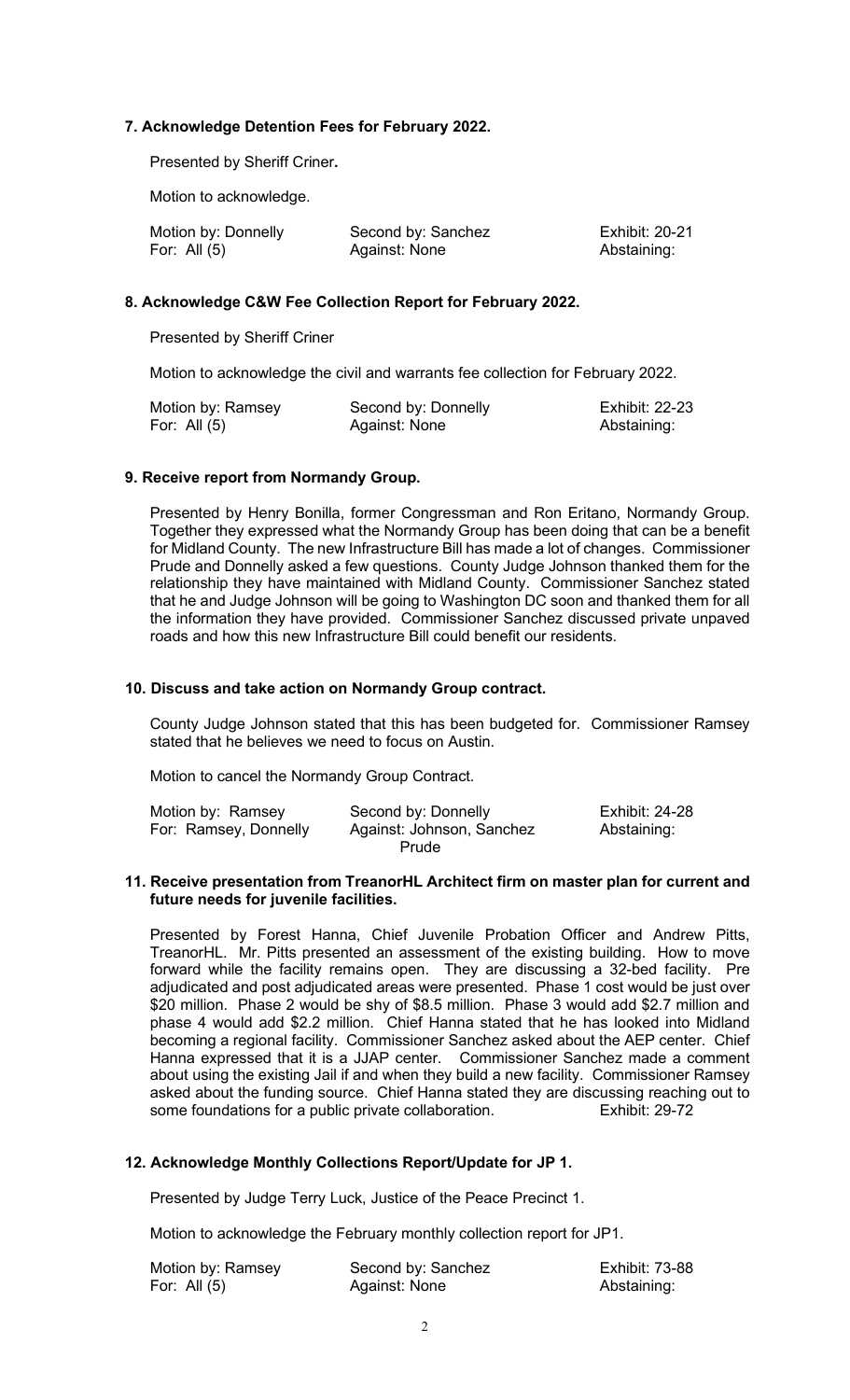**7. Acknowledge Detention Fees for February 2022.**

Presented by Sheriff Criner**.**

Motion to acknowledge.

| Motion by: Donnelly | Second by: Sanchez | Exhibit: 20-21 |
|---|---|---|
| For: All (5) | Against: None | Abstaining: |

**8. Acknowledge C&W Fee Collection Report for February 2022.**

Presented by Sheriff Criner

Motion to acknowledge the civil and warrants fee collection for February 2022.

| Motion by: Ramsey | Second by: Donnelly | Exhibit: 22-23 |
|---|---|---|
| For: All (5) | Against: None | Abstaining: |

**9. Receive report from Normandy Group.**

Presented by Henry Bonilla, former Congressman and Ron Eritano, Normandy Group. Together they expressed what the Normandy Group has been doing that can be a benefit for Midland County. The new Infrastructure Bill has made a lot of changes. Commissioner Prude and Donnelly asked a few questions. County Judge Johnson thanked them for the relationship they have maintained with Midland County. Commissioner Sanchez stated that he and Judge Johnson will be going to Washington DC soon and thanked them for all the information they have provided. Commissioner Sanchez discussed private unpaved roads and how this new Infrastructure Bill could benefit our residents.

**10. Discuss and take action on Normandy Group contract.**

County Judge Johnson stated that this has been budgeted for. Commissioner Ramsey stated that he believes we need to focus on Austin.

Motion to cancel the Normandy Group Contract.

| Motion by: Ramsey | Second by: Donnelly | Exhibit: 24-28 |
|---|---|---|
| For: Ramsey, Donnelly | Against: Johnson, Sanchez Prude | Abstaining: |

**11. Receive presentation from TreanorHL Architect firm on master plan for current and future needs for juvenile facilities.**

Presented by Forest Hanna, Chief Juvenile Probation Officer and Andrew Pitts, TreanorHL. Mr. Pitts presented an assessment of the existing building. How to move forward while the facility remains open. They are discussing a 32-bed facility. Pre adjudicated and post adjudicated areas were presented. Phase 1 cost would be just over \$20 million. Phase 2 would be shy of \$8.5 million. Phase 3 would add \$2.7 million and phase 4 would add \$2.2 million. Chief Hanna stated that he has looked into Midland becoming a regional facility. Commissioner Sanchez asked about the AEP center. Chief Hanna expressed that it is a JJAP center. Commissioner Sanchez made a comment about using the existing Jail if and when they build a new facility. Commissioner Ramsey asked about the funding source. Chief Hanna stated they are discussing reaching out to some foundations for a public private collaboration. Exhibit: 29-72

**12. Acknowledge Monthly Collections Report/Update for JP 1.**

Presented by Judge Terry Luck, Justice of the Peace Precinct 1.

Motion to acknowledge the February monthly collection report for JP1.

| Motion by: Ramsey | Second by: Sanchez | Exhibit: 73-88 |
|---|---|---|
| For: All (5) | Against: None | Abstaining: |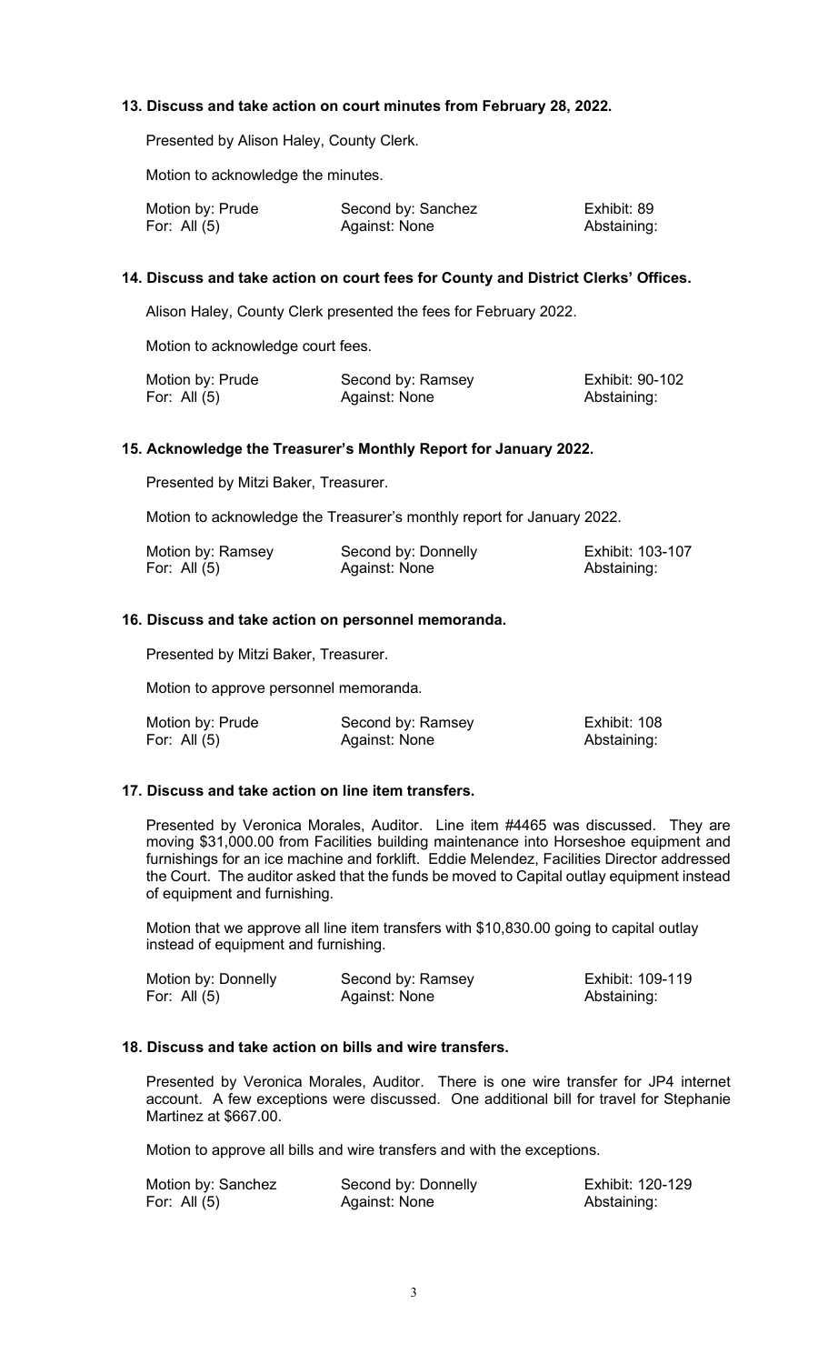**13. Discuss and take action on court minutes from February 28, 2022.**

Presented by Alison Haley, County Clerk.

Motion to acknowledge the minutes.

| | | |
|---|---|---|
| Motion by: Prude | Second by: Sanchez | Exhibit: 89 |
| For: All (5) | Against: None | Abstaining: |

**14. Discuss and take action on court fees for County and District Clerks' Offices.**

Alison Haley, County Clerk presented the fees for February 2022.

Motion to acknowledge court fees.

| | | |
|---|---|---|
| Motion by: Prude | Second by: Ramsey | Exhibit: 90-102 |
| For: All (5) | Against: None | Abstaining: |

**15. Acknowledge the Treasurer's Monthly Report for January 2022.**

Presented by Mitzi Baker, Treasurer.

Motion to acknowledge the Treasurer's monthly report for January 2022.

| | | |
|---|---|---|
| Motion by: Ramsey | Second by: Donnelly | Exhibit: 103-107 |
| For: All (5) | Against: None | Abstaining: |

**16. Discuss and take action on personnel memoranda.**

Presented by Mitzi Baker, Treasurer.

Motion to approve personnel memoranda.

| | | |
|---|---|---|
| Motion by: Prude | Second by: Ramsey | Exhibit: 108 |
| For: All (5) | Against: None | Abstaining: |

**17. Discuss and take action on line item transfers.**

Presented by Veronica Morales, Auditor. Line item #4465 was discussed. They are moving $31,000.00 from Facilities building maintenance into Horseshoe equipment and furnishings for an ice machine and forklift. Eddie Melendez, Facilities Director addressed the Court. The auditor asked that the funds be moved to Capital outlay equipment instead of equipment and furnishing.

Motion that we approve all line item transfers with $10,830.00 going to capital outlay instead of equipment and furnishing.

| | | |
|---|---|---|
| Motion by: Donnelly | Second by: Ramsey | Exhibit: 109-119 |
| For: All (5) | Against: None | Abstaining: |

**18. Discuss and take action on bills and wire transfers.**

Presented by Veronica Morales, Auditor. There is one wire transfer for JP4 internet account. A few exceptions were discussed. One additional bill for travel for Stephanie Martinez at $667.00.

Motion to approve all bills and wire transfers and with the exceptions.

| | | |
|---|---|---|
| Motion by: Sanchez | Second by: Donnelly | Exhibit: 120-129 |
| For: All (5) | Against: None | Abstaining: |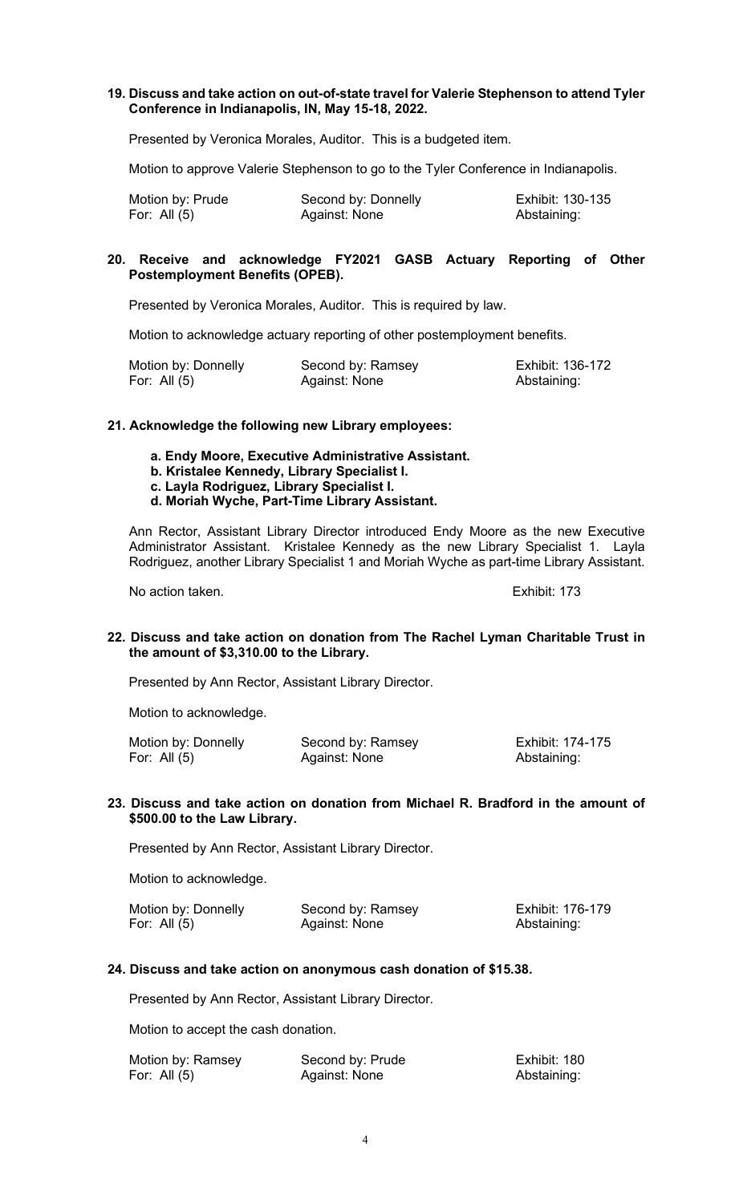**19. Discuss and take action on out-of-state travel for Valerie Stephenson to attend Tyler Conference in Indianapolis, IN, May 15-18, 2022.**

Presented by Veronica Morales, Auditor. This is a budgeted item.

Motion to approve Valerie Stephenson to go to the Tyler Conference in Indianapolis.

| | | |
|---|---|---|
| Motion by: Prude | Second by: Donnelly | Exhibit: 130-135 |
| For: All (5) | Against: None | Abstaining: |

**20. Receive and acknowledge FY2021 GASB Actuary Reporting of Other Postemployment Benefits (OPEB).**

Presented by Veronica Morales, Auditor. This is required by law.

Motion to acknowledge actuary reporting of other postemployment benefits.

| | | |
|---|---|---|
| Motion by: Donnelly | Second by: Ramsey | Exhibit: 136-172 |
| For: All (5) | Against: None | Abstaining: |

**21. Acknowledge the following new Library employees:**

- **a. Endy Moore, Executive Administrative Assistant.**
- **b. Kristalee Kennedy, Library Specialist I.**
- **c. Layla Rodriguez, Library Specialist I.**
- **d. Moriah Wyche, Part-Time Library Assistant.**

Ann Rector, Assistant Library Director introduced Endy Moore as the new Executive Administrator Assistant. Kristalee Kennedy as the new Library Specialist 1. Layla Rodriguez, another Library Specialist 1 and Moriah Wyche as part-time Library Assistant.

No action taken. Exhibit: 173

**22. Discuss and take action on donation from The Rachel Lyman Charitable Trust in the amount of $3,310.00 to the Library.**

Presented by Ann Rector, Assistant Library Director.

Motion to acknowledge.

| | | |
|---|---|---|
| Motion by: Donnelly | Second by: Ramsey | Exhibit: 174-175 |
| For: All (5) | Against: None | Abstaining: |

**23. Discuss and take action on donation from Michael R. Bradford in the amount of $500.00 to the Law Library.**

Presented by Ann Rector, Assistant Library Director.

Motion to acknowledge.

| | | |
|---|---|---|
| Motion by: Donnelly | Second by: Ramsey | Exhibit: 176-179 |
| For: All (5) | Against: None | Abstaining: |

**24. Discuss and take action on anonymous cash donation of $15.38.**

Presented by Ann Rector, Assistant Library Director.

Motion to accept the cash donation.

| | | |
|---|---|---|
| Motion by: Ramsey | Second by: Prude | Exhibit: 180 |
| For: All (5) | Against: None | Abstaining: |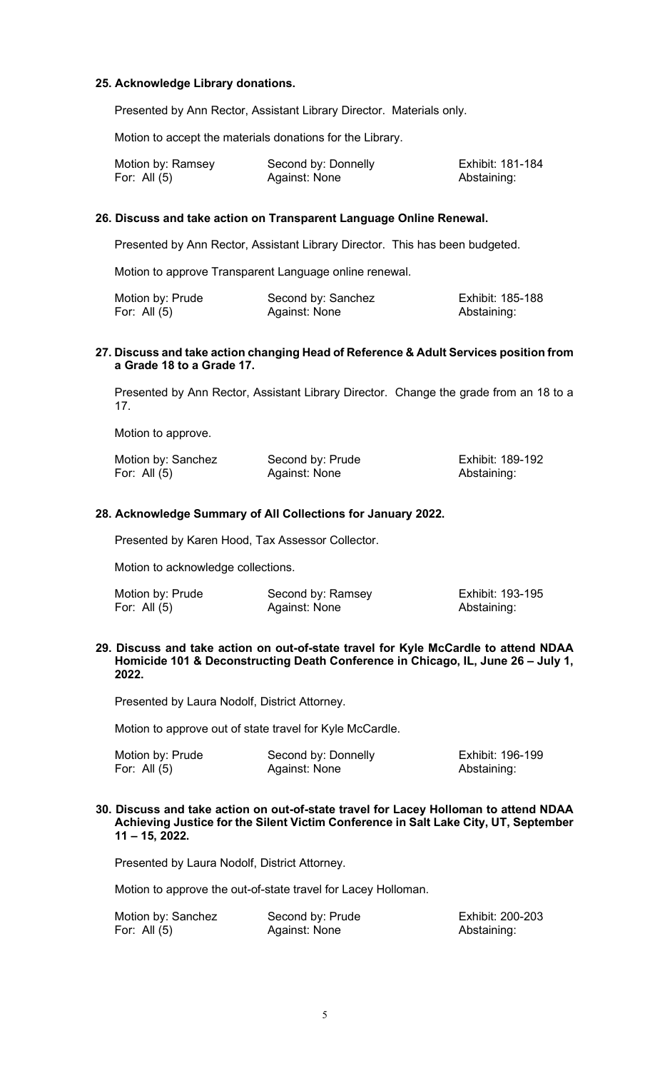**25. Acknowledge Library donations.**

Presented by Ann Rector, Assistant Library Director. Materials only.

Motion to accept the materials donations for the Library.

| Motion by: Ramsey | Second by: Donnelly | Exhibit: 181-184 |
|---|---|---|
| For: All (5) | Against: None | Abstaining: |

**26. Discuss and take action on Transparent Language Online Renewal.**

Presented by Ann Rector, Assistant Library Director. This has been budgeted.

Motion to approve Transparent Language online renewal.

| Motion by: Prude | Second by: Sanchez | Exhibit: 185-188 |
|---|---|---|
| For: All (5) | Against: None | Abstaining: |

**27. Discuss and take action changing Head of Reference & Adult Services position from a Grade 18 to a Grade 17.**

Presented by Ann Rector, Assistant Library Director. Change the grade from an 18 to a 17.

Motion to approve.

| Motion by: Sanchez | Second by: Prude | Exhibit: 189-192 |
|---|---|---|
| For: All (5) | Against: None | Abstaining: |

**28. Acknowledge Summary of All Collections for January 2022.**

Presented by Karen Hood, Tax Assessor Collector.

Motion to acknowledge collections.

| Motion by: Prude | Second by: Ramsey | Exhibit: 193-195 |
|---|---|---|
| For: All (5) | Against: None | Abstaining: |

**29. Discuss and take action on out-of-state travel for Kyle McCardle to attend NDAA Homicide 101 & Deconstructing Death Conference in Chicago, IL, June 26 – July 1, 2022.**

Presented by Laura Nodolf, District Attorney.

Motion to approve out of state travel for Kyle McCardle.

| Motion by: Prude | Second by: Donnelly | Exhibit: 196-199 |
|---|---|---|
| For: All (5) | Against: None | Abstaining: |

**30. Discuss and take action on out-of-state travel for Lacey Holloman to attend NDAA Achieving Justice for the Silent Victim Conference in Salt Lake City, UT, September 11 – 15, 2022.**

Presented by Laura Nodolf, District Attorney.

Motion to approve the out-of-state travel for Lacey Holloman.

| Motion by: Sanchez | Second by: Prude | Exhibit: 200-203 |
|---|---|---|
| For: All (5) | Against: None | Abstaining: |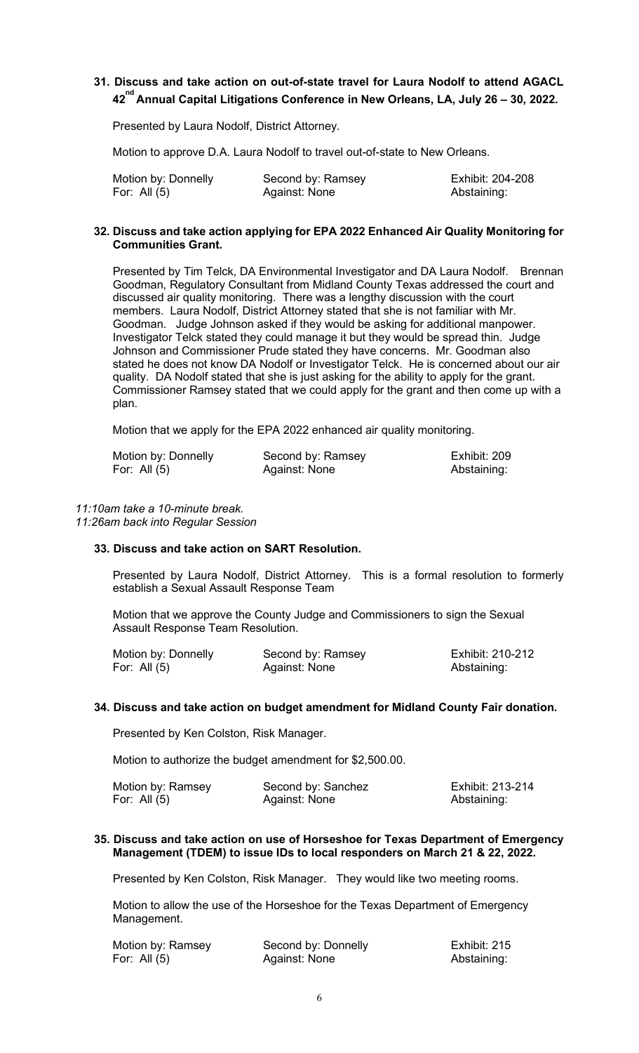**31. Discuss and take action on out-of-state travel for Laura Nodolf to attend AGACL 42nd Annual Capital Litigations Conference in New Orleans, LA, July 26 – 30, 2022.**

Presented by Laura Nodolf, District Attorney.

Motion to approve D.A. Laura Nodolf to travel out-of-state to New Orleans.

| | | |
|---|---|---|
| Motion by: Donnelly | Second by: Ramsey | Exhibit: 204-208 |
| For: All (5) | Against: None | Abstaining: |

**32. Discuss and take action applying for EPA 2022 Enhanced Air Quality Monitoring for Communities Grant.**

Presented by Tim Telck, DA Environmental Investigator and DA Laura Nodolf. Brennan Goodman, Regulatory Consultant from Midland County Texas addressed the court and discussed air quality monitoring. There was a lengthy discussion with the court members. Laura Nodolf, District Attorney stated that she is not familiar with Mr. Goodman. Judge Johnson asked if they would be asking for additional manpower. Investigator Telck stated they could manage it but they would be spread thin. Judge Johnson and Commissioner Prude stated they have concerns. Mr. Goodman also stated he does not know DA Nodolf or Investigator Telck. He is concerned about our air quality. DA Nodolf stated that she is just asking for the ability to apply for the grant. Commissioner Ramsey stated that we could apply for the grant and then come up with a plan.

Motion that we apply for the EPA 2022 enhanced air quality monitoring.

| | | |
|---|---|---|
| Motion by: Donnelly | Second by: Ramsey | Exhibit: 209 |
| For: All (5) | Against: None | Abstaining: |

*11:10am take a 10-minute break.*
*11:26am back into Regular Session*

**33. Discuss and take action on SART Resolution.**

Presented by Laura Nodolf, District Attorney. This is a formal resolution to formerly establish a Sexual Assault Response Team

Motion that we approve the County Judge and Commissioners to sign the Sexual Assault Response Team Resolution.

| | | |
|---|---|---|
| Motion by: Donnelly | Second by: Ramsey | Exhibit: 210-212 |
| For: All (5) | Against: None | Abstaining: |

**34. Discuss and take action on budget amendment for Midland County Fair donation.**

Presented by Ken Colston, Risk Manager.

Motion to authorize the budget amendment for $2,500.00.

| | | |
|---|---|---|
| Motion by: Ramsey | Second by: Sanchez | Exhibit: 213-214 |
| For: All (5) | Against: None | Abstaining: |

**35. Discuss and take action on use of Horseshoe for Texas Department of Emergency Management (TDEM) to issue IDs to local responders on March 21 & 22, 2022.**

Presented by Ken Colston, Risk Manager. They would like two meeting rooms.

Motion to allow the use of the Horseshoe for the Texas Department of Emergency Management.

| | | |
|---|---|---|
| Motion by: Ramsey | Second by: Donnelly | Exhibit: 215 |
| For: All (5) | Against: None | Abstaining: |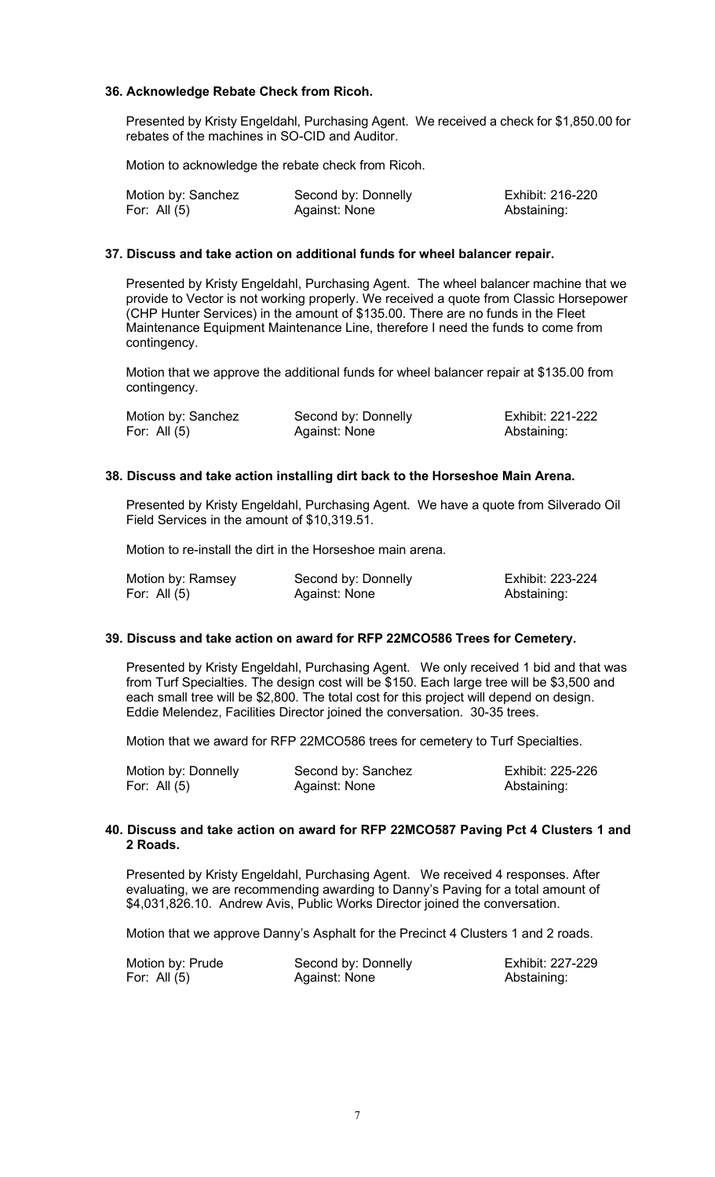**36. Acknowledge Rebate Check from Ricoh.**

Presented by Kristy Engeldahl, Purchasing Agent. We received a check for $1,850.00 for rebates of the machines in SO-CID and Auditor.

Motion to acknowledge the rebate check from Ricoh.

| Motion by: Sanchez | Second by: Donnelly | Exhibit: 216-220 |
|---|---|---|
| For: All (5) | Against: None | Abstaining: |

**37. Discuss and take action on additional funds for wheel balancer repair.**

Presented by Kristy Engeldahl, Purchasing Agent. The wheel balancer machine that we provide to Vector is not working properly. We received a quote from Classic Horsepower (CHP Hunter Services) in the amount of $135.00. There are no funds in the Fleet Maintenance Equipment Maintenance Line, therefore I need the funds to come from contingency.

Motion that we approve the additional funds for wheel balancer repair at $135.00 from contingency.

| Motion by: Sanchez | Second by: Donnelly | Exhibit: 221-222 |
|---|---|---|
| For: All (5) | Against: None | Abstaining: |

**38. Discuss and take action installing dirt back to the Horseshoe Main Arena.**

Presented by Kristy Engeldahl, Purchasing Agent. We have a quote from Silverado Oil Field Services in the amount of $10,319.51.

Motion to re-install the dirt in the Horseshoe main arena.

| Motion by: Ramsey | Second by: Donnelly | Exhibit: 223-224 |
|---|---|---|
| For: All (5) | Against: None | Abstaining: |

**39. Discuss and take action on award for RFP 22MCO586 Trees for Cemetery.**

Presented by Kristy Engeldahl, Purchasing Agent. We only received 1 bid and that was from Turf Specialties. The design cost will be $150. Each large tree will be $3,500 and each small tree will be $2,800. The total cost for this project will depend on design. Eddie Melendez, Facilities Director joined the conversation. 30-35 trees.

Motion that we award for RFP 22MCO586 trees for cemetery to Turf Specialties.

| Motion by: Donnelly | Second by: Sanchez | Exhibit: 225-226 |
|---|---|---|
| For: All (5) | Against: None | Abstaining: |

**40. Discuss and take action on award for RFP 22MCO587 Paving Pct 4 Clusters 1 and 2 Roads.**

Presented by Kristy Engeldahl, Purchasing Agent. We received 4 responses. After evaluating, we are recommending awarding to Danny's Paving for a total amount of $4,031,826.10. Andrew Avis, Public Works Director joined the conversation.

Motion that we approve Danny's Asphalt for the Precinct 4 Clusters 1 and 2 roads.

| Motion by: Prude | Second by: Donnelly | Exhibit: 227-229 |
|---|---|---|
| For: All (5) | Against: None | Abstaining: |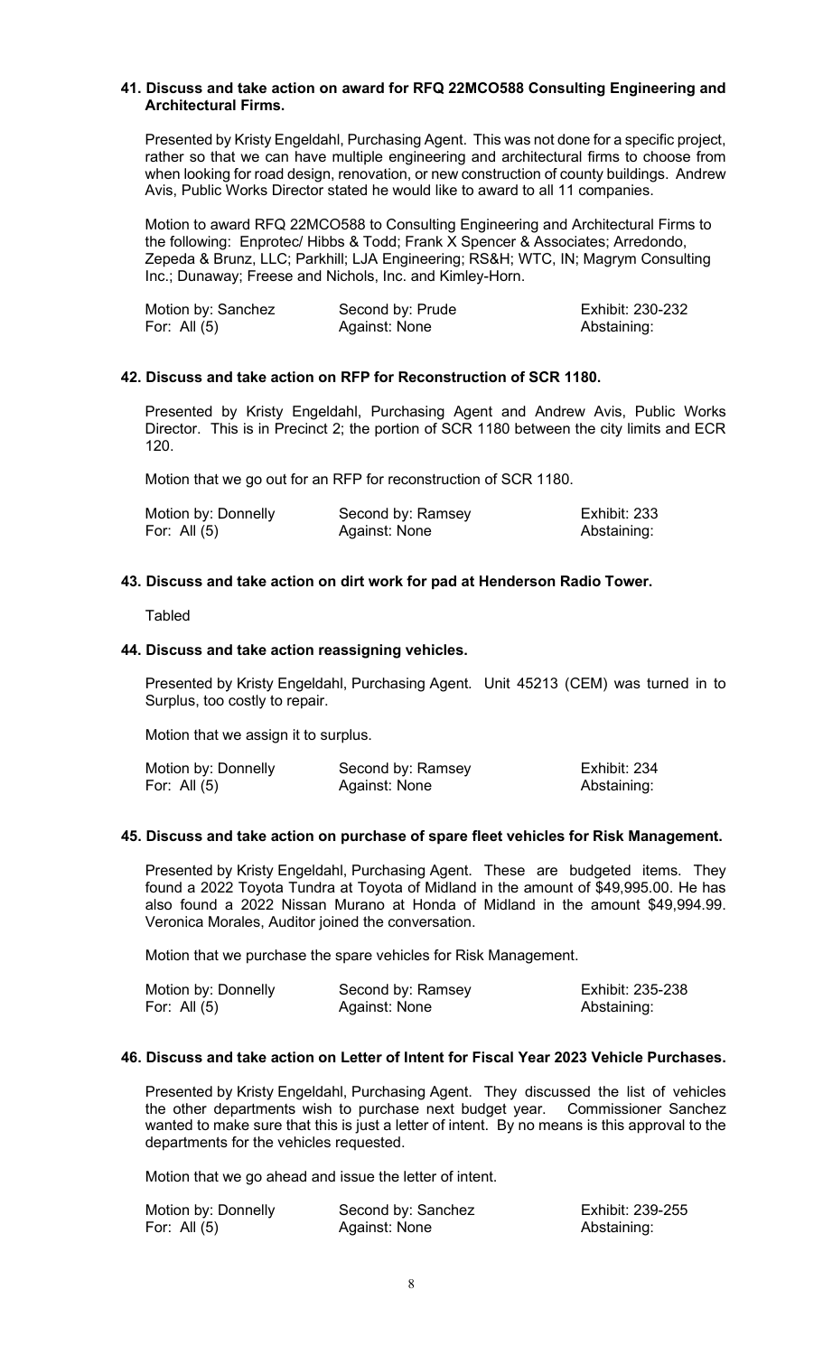**41. Discuss and take action on award for RFQ 22MCO588 Consulting Engineering and Architectural Firms.**

Presented by Kristy Engeldahl, Purchasing Agent. This was not done for a specific project, rather so that we can have multiple engineering and architectural firms to choose from when looking for road design, renovation, or new construction of county buildings. Andrew Avis, Public Works Director stated he would like to award to all 11 companies.

Motion to award RFQ 22MCO588 to Consulting Engineering and Architectural Firms to the following: Enprotec/ Hibbs & Todd; Frank X Spencer & Associates; Arredondo, Zepeda & Brunz, LLC; Parkhill; LJA Engineering; RS&H; WTC, IN; Magrym Consulting Inc.; Dunaway; Freese and Nichols, Inc. and Kimley-Horn.

| | | |
|---|---|---|
| Motion by: Sanchez | Second by: Prude | Exhibit: 230-232 |
| For: All (5) | Against: None | Abstaining: |

**42. Discuss and take action on RFP for Reconstruction of SCR 1180.**

Presented by Kristy Engeldahl, Purchasing Agent and Andrew Avis, Public Works Director. This is in Precinct 2; the portion of SCR 1180 between the city limits and ECR 120.

Motion that we go out for an RFP for reconstruction of SCR 1180.

| | | |
|---|---|---|
| Motion by: Donnelly | Second by: Ramsey | Exhibit: 233 |
| For: All (5) | Against: None | Abstaining: |

**43. Discuss and take action on dirt work for pad at Henderson Radio Tower.**

Tabled

**44. Discuss and take action reassigning vehicles.**

Presented by Kristy Engeldahl, Purchasing Agent. Unit 45213 (CEM) was turned in to Surplus, too costly to repair.

Motion that we assign it to surplus.

| | | |
|---|---|---|
| Motion by: Donnelly | Second by: Ramsey | Exhibit: 234 |
| For: All (5) | Against: None | Abstaining: |

**45. Discuss and take action on purchase of spare fleet vehicles for Risk Management.**

Presented by Kristy Engeldahl, Purchasing Agent. These are budgeted items. They found a 2022 Toyota Tundra at Toyota of Midland in the amount of $49,995.00. He has also found a 2022 Nissan Murano at Honda of Midland in the amount $49,994.99. Veronica Morales, Auditor joined the conversation.

Motion that we purchase the spare vehicles for Risk Management.

| | | |
|---|---|---|
| Motion by: Donnelly | Second by: Ramsey | Exhibit: 235-238 |
| For: All (5) | Against: None | Abstaining: |

**46. Discuss and take action on Letter of Intent for Fiscal Year 2023 Vehicle Purchases.**

Presented by Kristy Engeldahl, Purchasing Agent. They discussed the list of vehicles the other departments wish to purchase next budget year. Commissioner Sanchez wanted to make sure that this is just a letter of intent. By no means is this approval to the departments for the vehicles requested.

Motion that we go ahead and issue the letter of intent.

| | | |
|---|---|---|
| Motion by: Donnelly | Second by: Sanchez | Exhibit: 239-255 |
| For: All (5) | Against: None | Abstaining: |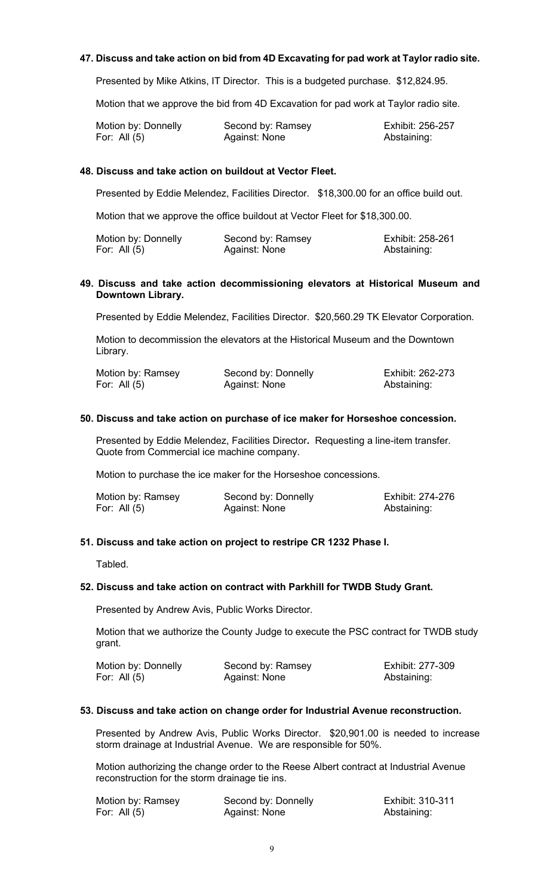**47. Discuss and take action on bid from 4D Excavating for pad work at Taylor radio site.**

Presented by Mike Atkins, IT Director. This is a budgeted purchase. $12,824.95.

Motion that we approve the bid from 4D Excavation for pad work at Taylor radio site.

| Motion by: Donnelly | Second by: Ramsey | Exhibit: 256-257 |
| --- | --- | --- |
| For: All (5) | Against: None | Abstaining: |

**48. Discuss and take action on buildout at Vector Fleet.**

Presented by Eddie Melendez, Facilities Director. $18,300.00 for an office build out.

Motion that we approve the office buildout at Vector Fleet for $18,300.00.

| Motion by: Donnelly | Second by: Ramsey | Exhibit: 258-261 |
| --- | --- | --- |
| For: All (5) | Against: None | Abstaining: |

**49. Discuss and take action decommissioning elevators at Historical Museum and Downtown Library.**

Presented by Eddie Melendez, Facilities Director. $20,560.29 TK Elevator Corporation.

Motion to decommission the elevators at the Historical Museum and the Downtown Library.

| Motion by: Ramsey | Second by: Donnelly | Exhibit: 262-273 |
| --- | --- | --- |
| For: All (5) | Against: None | Abstaining: |

**50. Discuss and take action on purchase of ice maker for Horseshoe concession.**

Presented by Eddie Melendez, Facilities Director**.** Requesting a line-item transfer. Quote from Commercial ice machine company.

Motion to purchase the ice maker for the Horseshoe concessions.

| Motion by: Ramsey | Second by: Donnelly | Exhibit: 274-276 |
| --- | --- | --- |
| For: All (5) | Against: None | Abstaining: |

**51. Discuss and take action on project to restripe CR 1232 Phase I.**

Tabled.

**52. Discuss and take action on contract with Parkhill for TWDB Study Grant.**

Presented by Andrew Avis, Public Works Director.

Motion that we authorize the County Judge to execute the PSC contract for TWDB study grant.

| Motion by: Donnelly | Second by: Ramsey | Exhibit: 277-309 |
| --- | --- | --- |
| For: All (5) | Against: None | Abstaining: |

**53. Discuss and take action on change order for Industrial Avenue reconstruction.**

Presented by Andrew Avis, Public Works Director. $20,901.00 is needed to increase storm drainage at Industrial Avenue. We are responsible for 50%.

Motion authorizing the change order to the Reese Albert contract at Industrial Avenue reconstruction for the storm drainage tie ins.

| Motion by: Ramsey | Second by: Donnelly | Exhibit: 310-311 |
| --- | --- | --- |
| For: All (5) | Against: None | Abstaining: |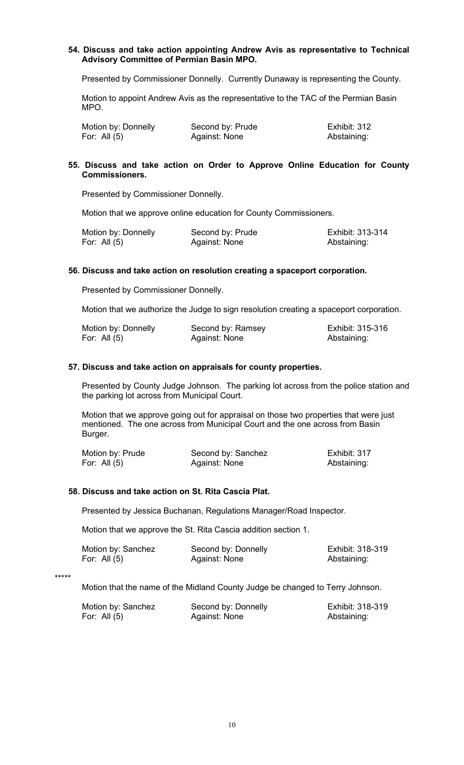**54. Discuss and take action appointing Andrew Avis as representative to Technical Advisory Committee of Permian Basin MPO.**

Presented by Commissioner Donnelly. Currently Dunaway is representing the County.

Motion to appoint Andrew Avis as the representative to the TAC of the Permian Basin MPO.

| | | |
|---|---|---|
| Motion by: Donnelly | Second by: Prude | Exhibit: 312 |
| For: All (5) | Against: None | Abstaining: |

**55. Discuss and take action on Order to Approve Online Education for County Commissioners.**

Presented by Commissioner Donnelly.

Motion that we approve online education for County Commissioners.

| | | |
|---|---|---|
| Motion by: Donnelly | Second by: Prude | Exhibit: 313-314 |
| For: All (5) | Against: None | Abstaining: |

**56. Discuss and take action on resolution creating a spaceport corporation.**

Presented by Commissioner Donnelly.

Motion that we authorize the Judge to sign resolution creating a spaceport corporation.

| | | |
|---|---|---|
| Motion by: Donnelly | Second by: Ramsey | Exhibit: 315-316 |
| For: All (5) | Against: None | Abstaining: |

**57. Discuss and take action on appraisals for county properties.**

Presented by County Judge Johnson. The parking lot across from the police station and the parking lot across from Municipal Court.

Motion that we approve going out for appraisal on those two properties that were just mentioned. The one across from Municipal Court and the one across from Basin Burger.

| | | |
|---|---|---|
| Motion by: Prude | Second by: Sanchez | Exhibit: 317 |
| For: All (5) | Against: None | Abstaining: |

**58. Discuss and take action on St. Rita Cascia Plat.**

Presented by Jessica Buchanan, Regulations Manager/Road Inspector.

Motion that we approve the St. Rita Cascia addition section 1.

| | | |
|---|---|---|
| Motion by: Sanchez | Second by: Donnelly | Exhibit: 318-319 |
| For: All (5) | Against: None | Abstaining: |

*****

Motion that the name of the Midland County Judge be changed to Terry Johnson.

| | | |
|---|---|---|
| Motion by: Sanchez | Second by: Donnelly | Exhibit: 318-319 |
| For: All (5) | Against: None | Abstaining: |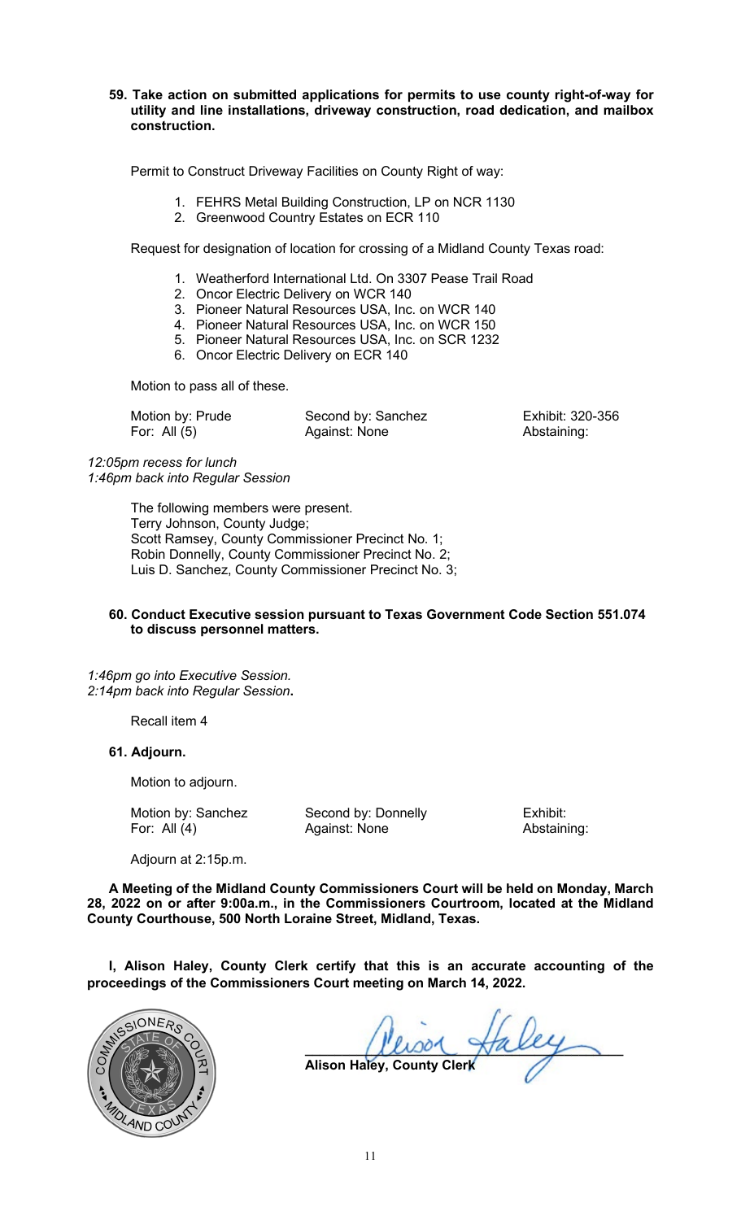**59. Take action on submitted applications for permits to use county right-of-way for utility and line installations, driveway construction, road dedication, and mailbox construction.**

Permit to Construct Driveway Facilities on County Right of way:

1. FEHRS Metal Building Construction, LP on NCR 1130
2. Greenwood Country Estates on ECR 110

Request for designation of location for crossing of a Midland County Texas road:

1. Weatherford International Ltd. On 3307 Pease Trail Road
2. Oncor Electric Delivery on WCR 140
3. Pioneer Natural Resources USA, Inc. on WCR 140
4. Pioneer Natural Resources USA, Inc. on WCR 150
5. Pioneer Natural Resources USA, Inc. on SCR 1232
6. Oncor Electric Delivery on ECR 140

Motion to pass all of these.

| | | |
|---|---|---|
| Motion by: Prude | Second by: Sanchez | Exhibit: 320-356 |
| For: All (5) | Against: None | Abstaining: |

*12:05pm recess for lunch*
*1:46pm back into Regular Session*

The following members were present.
Terry Johnson, County Judge;
Scott Ramsey, County Commissioner Precinct No. 1;
Robin Donnelly, County Commissioner Precinct No. 2;
Luis D. Sanchez, County Commissioner Precinct No. 3;

**60. Conduct Executive session pursuant to Texas Government Code Section 551.074 to discuss personnel matters.**

*1:46pm go into Executive Session.*
*2:14pm back into Regular Session***.**

Recall item 4

**61. Adjourn.**

Motion to adjourn.

| | | |
|---|---|---|
| Motion by: Sanchez | Second by: Donnelly | Exhibit: |
| For: All (4) | Against: None | Abstaining: |

Adjourn at 2:15p.m.

**A Meeting of the Midland County Commissioners Court will be held on Monday, March 28, 2022 on or after 9:00a.m., in the Commissioners Courtroom, located at the Midland County Courthouse, 500 North Loraine Street, Midland, Texas.**

**I, Alison Haley, County Clerk certify that this is an accurate accounting of the proceedings of the Commissioners Court meeting on March 14, 2022.**

COMMISSIONERS COURT STATE OF TEXAS MIDLAND COUNTY

**Alison Haley, County Clerk**